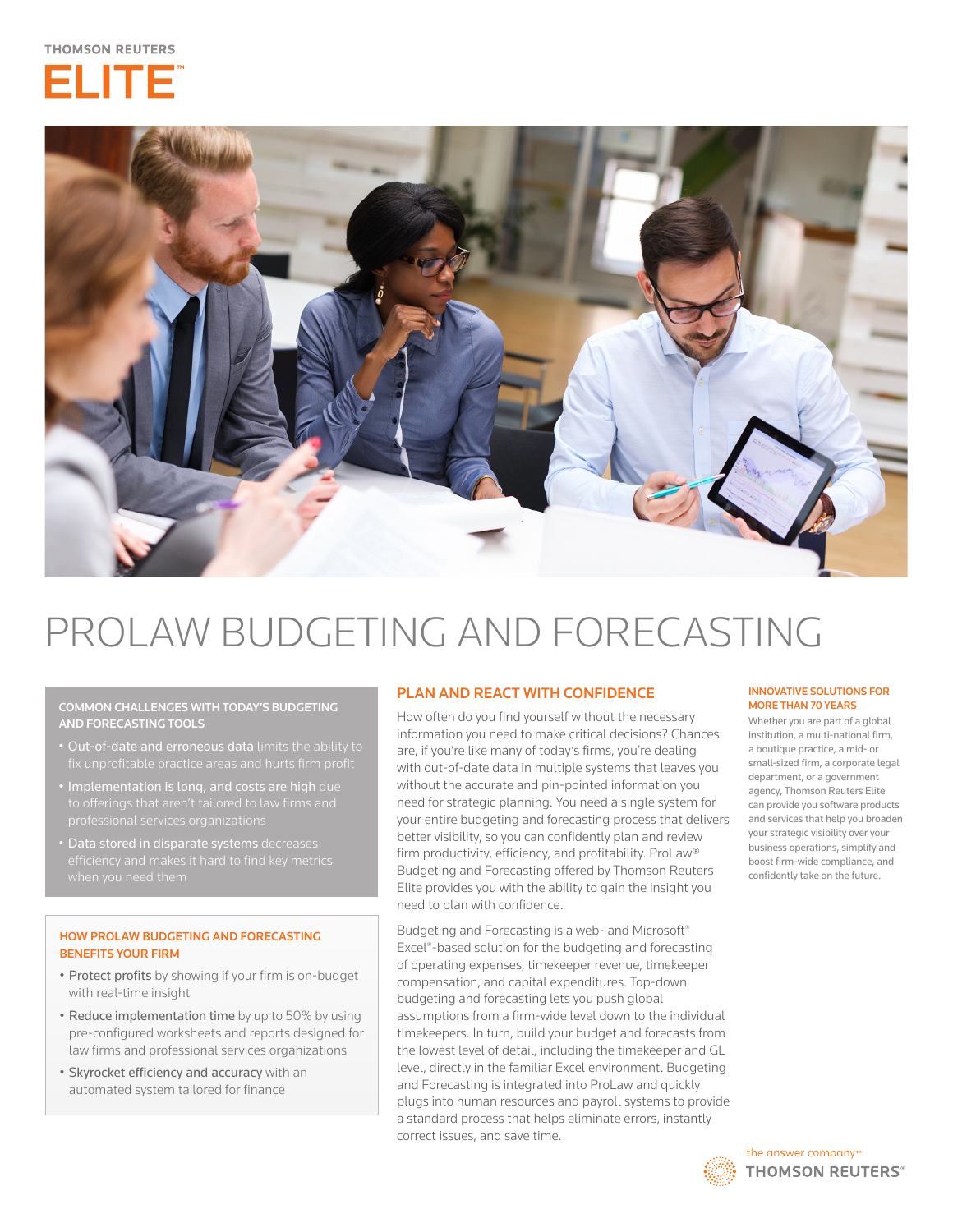THOMSON REUTERS

ELITE™

# PROLAW BUDGETING AND FORECASTING

### COMMON CHALLENGES WITH TODAY'S BUDGETING AND FORECASTING TOOLS

- **Out-of-date and erroneous data** limits the ability to fix unprofitable practice areas and hurts firm profit
- **Implementation is long, and costs are high** due to offerings that aren't tailored to law firms and professional services organizations
- **Data stored in disparate systems** decreases efficiency and makes it hard to find key metrics when you need them

### HOW PROLAW BUDGETING AND FORECASTING BENEFITS YOUR FIRM

- **Protect profits** by showing if your firm is on-budget with real-time insight
- **Reduce implementation time** by up to 50% by using pre-configured worksheets and reports designed for law firms and professional services organizations
- **Skyrocket efficiency and accuracy** with an automated system tailored for finance

## PLAN AND REACT WITH CONFIDENCE

How often do you find yourself without the necessary information you need to make critical decisions? Chances are, if you're like many of today's firms, you're dealing with out-of-date data in multiple systems that leaves you without the accurate and pin-pointed information you need for strategic planning. You need a single system for your entire budgeting and forecasting process that delivers better visibility, so you can confidently plan and review firm productivity, efficiency, and profitability. ProLaw® Budgeting and Forecasting offered by Thomson Reuters Elite provides you with the ability to gain the insight you need to plan with confidence.

Budgeting and Forecasting is a web- and Microsoft® Excel®-based solution for the budgeting and forecasting of operating expenses, timekeeper revenue, timekeeper compensation, and capital expenditures. Top-down budgeting and forecasting lets you push global assumptions from a firm-wide level down to the individual timekeepers. In turn, build your budget and forecasts from the lowest level of detail, including the timekeeper and GL level, directly in the familiar Excel environment. Budgeting and Forecasting is integrated into ProLaw and quickly plugs into human resources and payroll systems to provide a standard process that helps eliminate errors, instantly correct issues, and save time.

### INNOVATIVE SOLUTIONS FOR MORE THAN 70 YEARS

Whether you are part of a global institution, a multi-national firm, a boutique practice, a mid- or small-sized firm, a corporate legal department, or a government agency, Thomson Reuters Elite can provide you software products and services that help you broaden your strategic visibility over your business operations, simplify and boost firm-wide compliance, and confidently take on the future.

the answer company™

THOMSON REUTERS®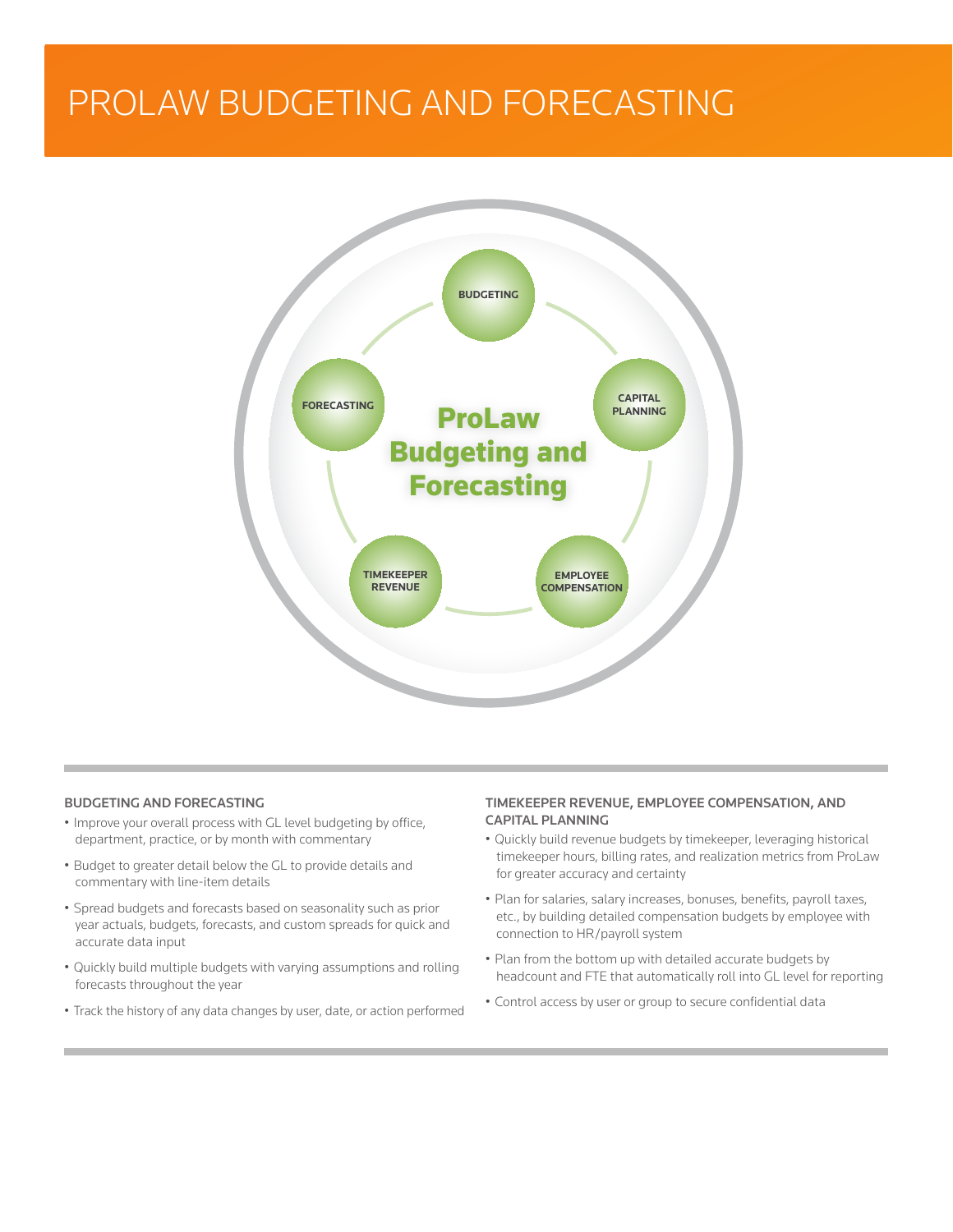# PROLAW BUDGETING AND FORECASTING

ProLaw Budgeting and Forecasting

BUDGETING

CAPITAL PLANNING

EMPLOYEE COMPENSATION

TIMEKEEPER REVENUE

FORECASTING

## BUDGETING AND FORECASTING

- Improve your overall process with GL level budgeting by office, department, practice, or by month with commentary
- Budget to greater detail below the GL to provide details and commentary with line-item details
- Spread budgets and forecasts based on seasonality such as prior year actuals, budgets, forecasts, and custom spreads for quick and accurate data input
- Quickly build multiple budgets with varying assumptions and rolling forecasts throughout the year
- Track the history of any data changes by user, date, or action performed

## TIMEKEEPER REVENUE, EMPLOYEE COMPENSATION, AND CAPITAL PLANNING

- Quickly build revenue budgets by timekeeper, leveraging historical timekeeper hours, billing rates, and realization metrics from ProLaw for greater accuracy and certainty
- Plan for salaries, salary increases, bonuses, benefits, payroll taxes, etc., by building detailed compensation budgets by employee with connection to HR/payroll system
- Plan from the bottom up with detailed accurate budgets by headcount and FTE that automatically roll into GL level for reporting
- Control access by user or group to secure confidential data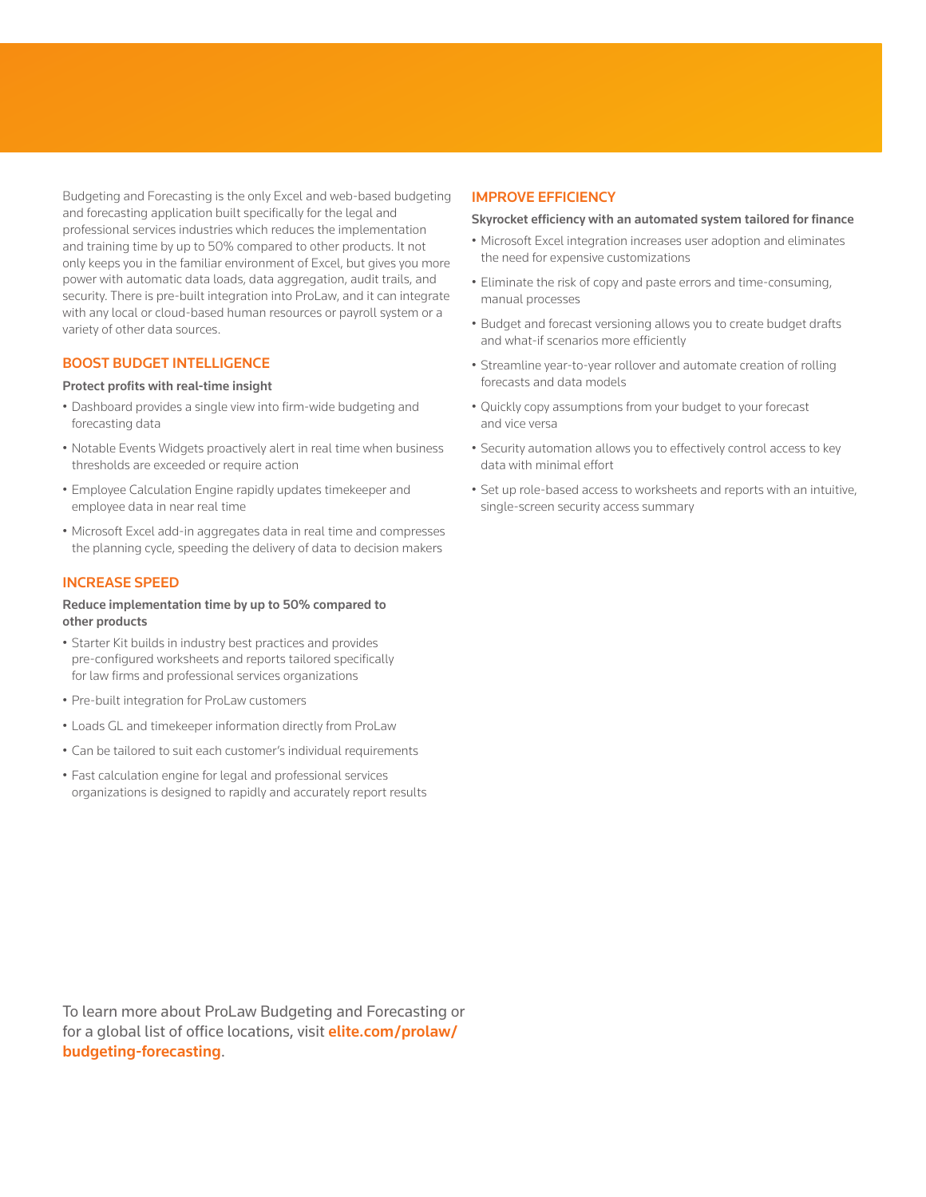Budgeting and Forecasting is the only Excel and web-based budgeting and forecasting application built specifically for the legal and professional services industries which reduces the implementation and training time by up to 50% compared to other products. It not only keeps you in the familiar environment of Excel, but gives you more power with automatic data loads, data aggregation, audit trails, and security. There is pre-built integration into ProLaw, and it can integrate with any local or cloud-based human resources or payroll system or a variety of other data sources.

## BOOST BUDGET INTELLIGENCE

**Protect profits with real-time insight**

- Dashboard provides a single view into firm-wide budgeting and forecasting data
- Notable Events Widgets proactively alert in real time when business thresholds are exceeded or require action
- Employee Calculation Engine rapidly updates timekeeper and employee data in near real time
- Microsoft Excel add-in aggregates data in real time and compresses the planning cycle, speeding the delivery of data to decision makers

## INCREASE SPEED

**Reduce implementation time by up to 50% compared to other products**

- Starter Kit builds in industry best practices and provides pre-configured worksheets and reports tailored specifically for law firms and professional services organizations
- Pre-built integration for ProLaw customers
- Loads GL and timekeeper information directly from ProLaw
- Can be tailored to suit each customer's individual requirements
- Fast calculation engine for legal and professional services organizations is designed to rapidly and accurately report results

## IMPROVE EFFICIENCY

**Skyrocket efficiency with an automated system tailored for finance**

- Microsoft Excel integration increases user adoption and eliminates the need for expensive customizations
- Eliminate the risk of copy and paste errors and time-consuming, manual processes
- Budget and forecast versioning allows you to create budget drafts and what-if scenarios more efficiently
- Streamline year-to-year rollover and automate creation of rolling forecasts and data models
- Quickly copy assumptions from your budget to your forecast and vice versa
- Security automation allows you to effectively control access to key data with minimal effort
- Set up role-based access to worksheets and reports with an intuitive, single-screen security access summary

To learn more about ProLaw Budgeting and Forecasting or for a global list of office locations, visit **elite.com/prolaw/budgeting-forecasting**.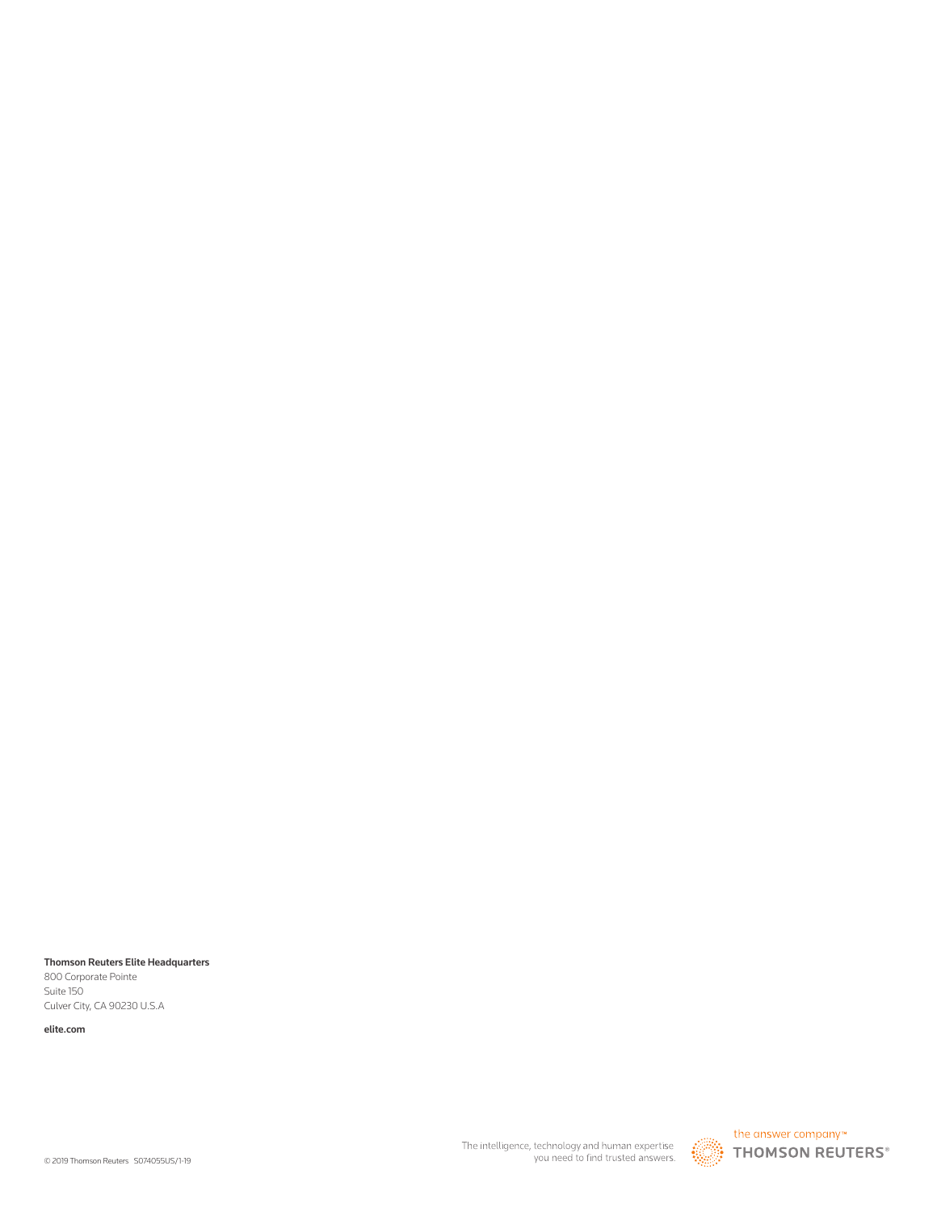**Thomson Reuters Elite Headquarters**
800 Corporate Pointe
Suite 150
Culver City, CA 90230 U.S.A

**elite.com**

© 2019 Thomson Reuters S074055US/1-19

The intelligence, technology and human expertise you need to find trusted answers.

the answer company™
THOMSON REUTERS®